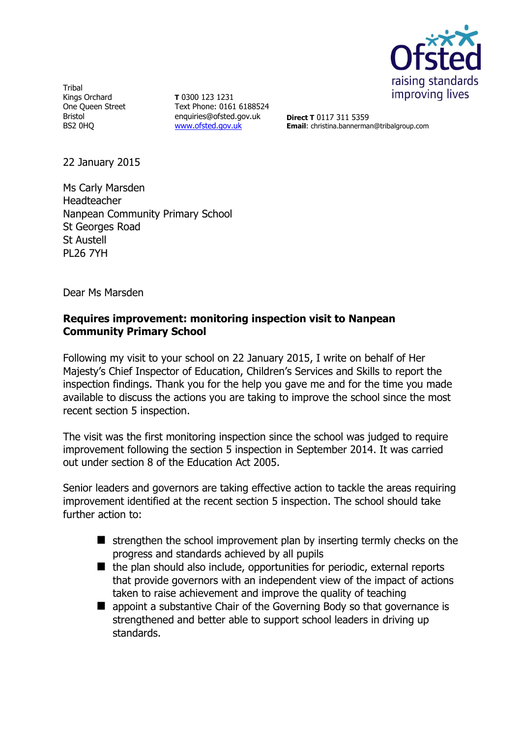Tribal
Kings Orchard
One Queen Street
Bristol
BS2 0HQ

**T** 0300 123 1231
Text Phone: 0161 6188524
enquiries@ofsted.gov.uk
www.ofsted.gov.uk

**Direct T** 0117 311 5359
**Email**: christina.bannerman@tribalgroup.com

22 January 2015

Ms Carly Marsden
Headteacher
Nanpean Community Primary School
St Georges Road
St Austell
PL26 7YH

Dear Ms Marsden

**Requires improvement: monitoring inspection visit to Nanpean Community Primary School**

Following my visit to your school on 22 January 2015, I write on behalf of Her Majesty's Chief Inspector of Education, Children's Services and Skills to report the inspection findings. Thank you for the help you gave me and for the time you made available to discuss the actions you are taking to improve the school since the most recent section 5 inspection.

The visit was the first monitoring inspection since the school was judged to require improvement following the section 5 inspection in September 2014. It was carried out under section 8 of the Education Act 2005.

Senior leaders and governors are taking effective action to tackle the areas requiring improvement identified at the recent section 5 inspection. The school should take further action to:

- strengthen the school improvement plan by inserting termly checks on the progress and standards achieved by all pupils
- the plan should also include, opportunities for periodic, external reports that provide governors with an independent view of the impact of actions taken to raise achievement and improve the quality of teaching
- appoint a substantive Chair of the Governing Body so that governance is strengthened and better able to support school leaders in driving up standards.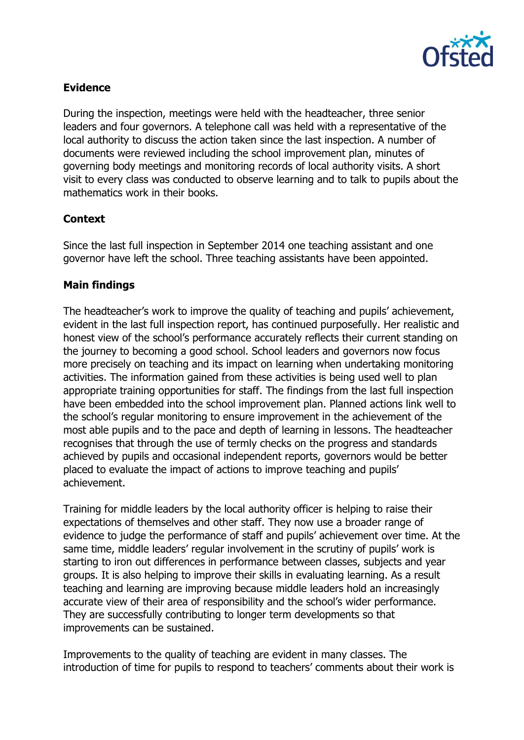## Evidence

During the inspection, meetings were held with the headteacher, three senior leaders and four governors. A telephone call was held with a representative of the local authority to discuss the action taken since the last inspection. A number of documents were reviewed including the school improvement plan, minutes of governing body meetings and monitoring records of local authority visits. A short visit to every class was conducted to observe learning and to talk to pupils about the mathematics work in their books.

## Context

Since the last full inspection in September 2014 one teaching assistant and one governor have left the school. Three teaching assistants have been appointed.

## Main findings

The headteacher's work to improve the quality of teaching and pupils' achievement, evident in the last full inspection report, has continued purposefully. Her realistic and honest view of the school's performance accurately reflects their current standing on the journey to becoming a good school. School leaders and governors now focus more precisely on teaching and its impact on learning when undertaking monitoring activities. The information gained from these activities is being used well to plan appropriate training opportunities for staff. The findings from the last full inspection have been embedded into the school improvement plan. Planned actions link well to the school's regular monitoring to ensure improvement in the achievement of the most able pupils and to the pace and depth of learning in lessons. The headteacher recognises that through the use of termly checks on the progress and standards achieved by pupils and occasional independent reports, governors would be better placed to evaluate the impact of actions to improve teaching and pupils' achievement.

Training for middle leaders by the local authority officer is helping to raise their expectations of themselves and other staff. They now use a broader range of evidence to judge the performance of staff and pupils' achievement over time. At the same time, middle leaders' regular involvement in the scrutiny of pupils' work is starting to iron out differences in performance between classes, subjects and year groups. It is also helping to improve their skills in evaluating learning. As a result teaching and learning are improving because middle leaders hold an increasingly accurate view of their area of responsibility and the school's wider performance. They are successfully contributing to longer term developments so that improvements can be sustained.

Improvements to the quality of teaching are evident in many classes. The introduction of time for pupils to respond to teachers' comments about their work is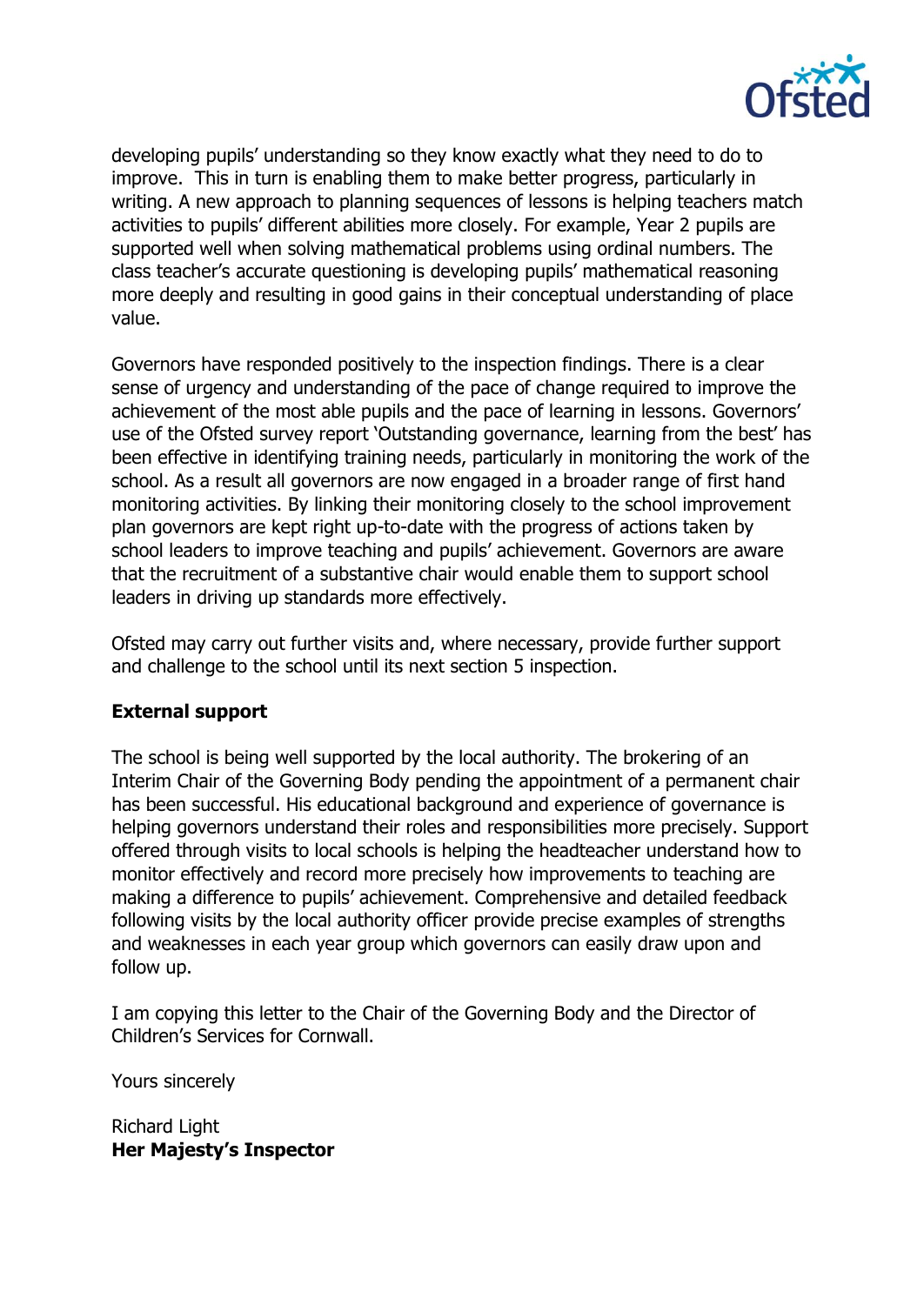developing pupils' understanding so they know exactly what they need to do to improve. This in turn is enabling them to make better progress, particularly in writing. A new approach to planning sequences of lessons is helping teachers match activities to pupils' different abilities more closely. For example, Year 2 pupils are supported well when solving mathematical problems using ordinal numbers. The class teacher's accurate questioning is developing pupils' mathematical reasoning more deeply and resulting in good gains in their conceptual understanding of place value.

Governors have responded positively to the inspection findings. There is a clear sense of urgency and understanding of the pace of change required to improve the achievement of the most able pupils and the pace of learning in lessons. Governors' use of the Ofsted survey report 'Outstanding governance, learning from the best' has been effective in identifying training needs, particularly in monitoring the work of the school. As a result all governors are now engaged in a broader range of first hand monitoring activities. By linking their monitoring closely to the school improvement plan governors are kept right up-to-date with the progress of actions taken by school leaders to improve teaching and pupils' achievement. Governors are aware that the recruitment of a substantive chair would enable them to support school leaders in driving up standards more effectively.

Ofsted may carry out further visits and, where necessary, provide further support and challenge to the school until its next section 5 inspection.

**External support**

The school is being well supported by the local authority. The brokering of an Interim Chair of the Governing Body pending the appointment of a permanent chair has been successful. His educational background and experience of governance is helping governors understand their roles and responsibilities more precisely. Support offered through visits to local schools is helping the headteacher understand how to monitor effectively and record more precisely how improvements to teaching are making a difference to pupils' achievement. Comprehensive and detailed feedback following visits by the local authority officer provide precise examples of strengths and weaknesses in each year group which governors can easily draw upon and follow up.

I am copying this letter to the Chair of the Governing Body and the Director of Children's Services for Cornwall.

Yours sincerely

Richard Light
**Her Majesty's Inspector**